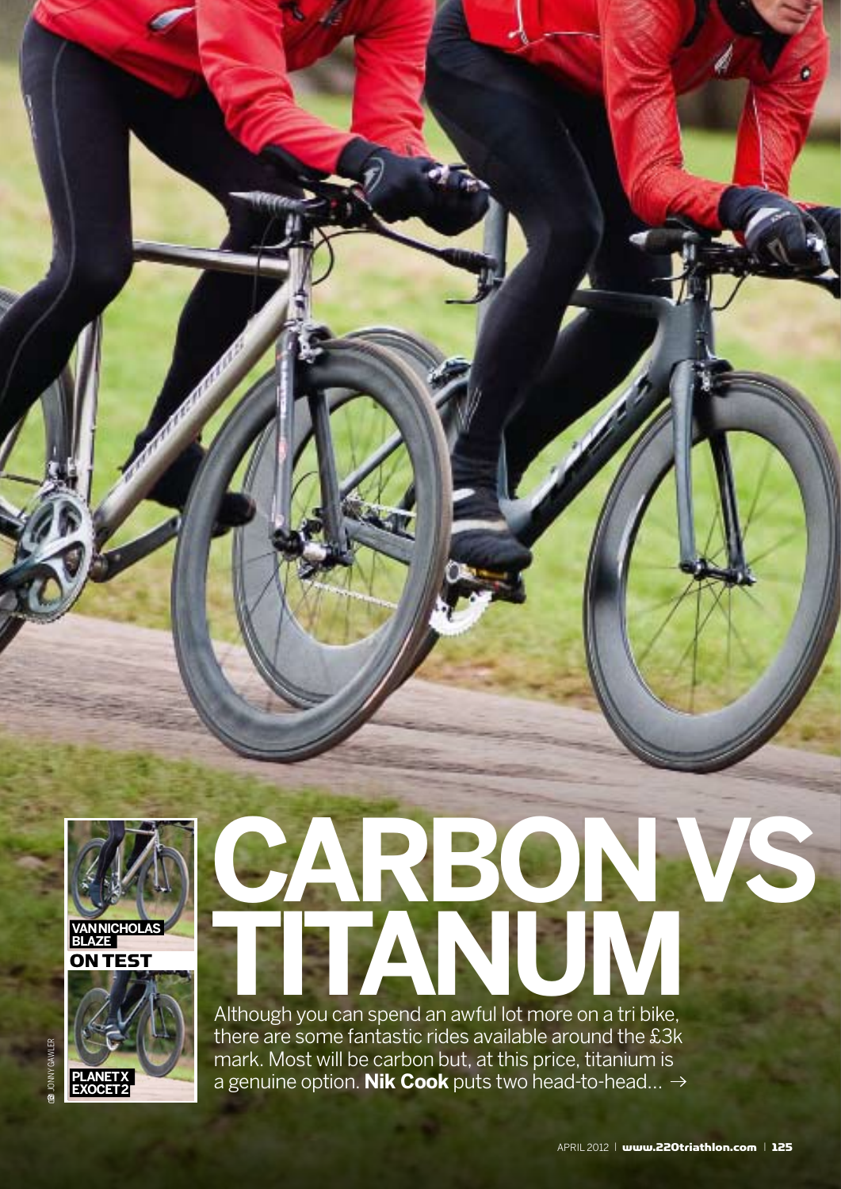# CARBON VS TITANUM

Although you can spend an awful lot more on a tri bike, there are some fantastic rides available around the £3k mark. Most will be carbon but, at this price, titanium is a genuine option. **Nik Cook** puts two head-to-head... →

**ON TEST**

VAN NICHOLAS BLAZE

PLANET X EXOCET 2

© JONNY GAWLER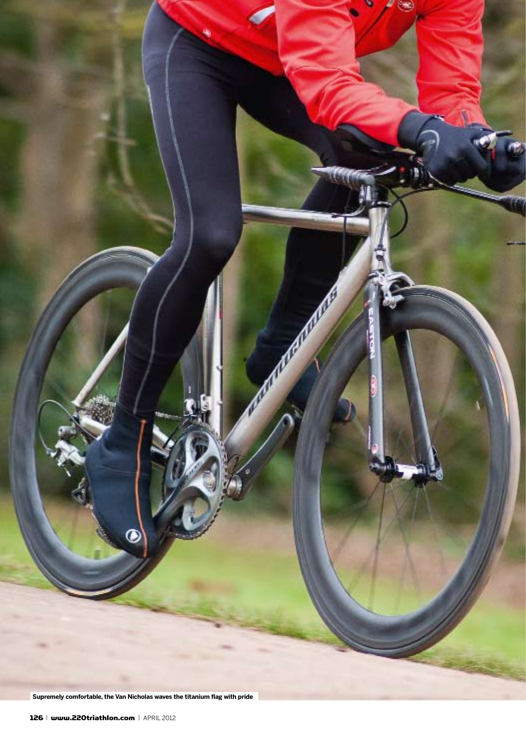Supremely comfortable, the Van Nicholas waves the titanium flag with pride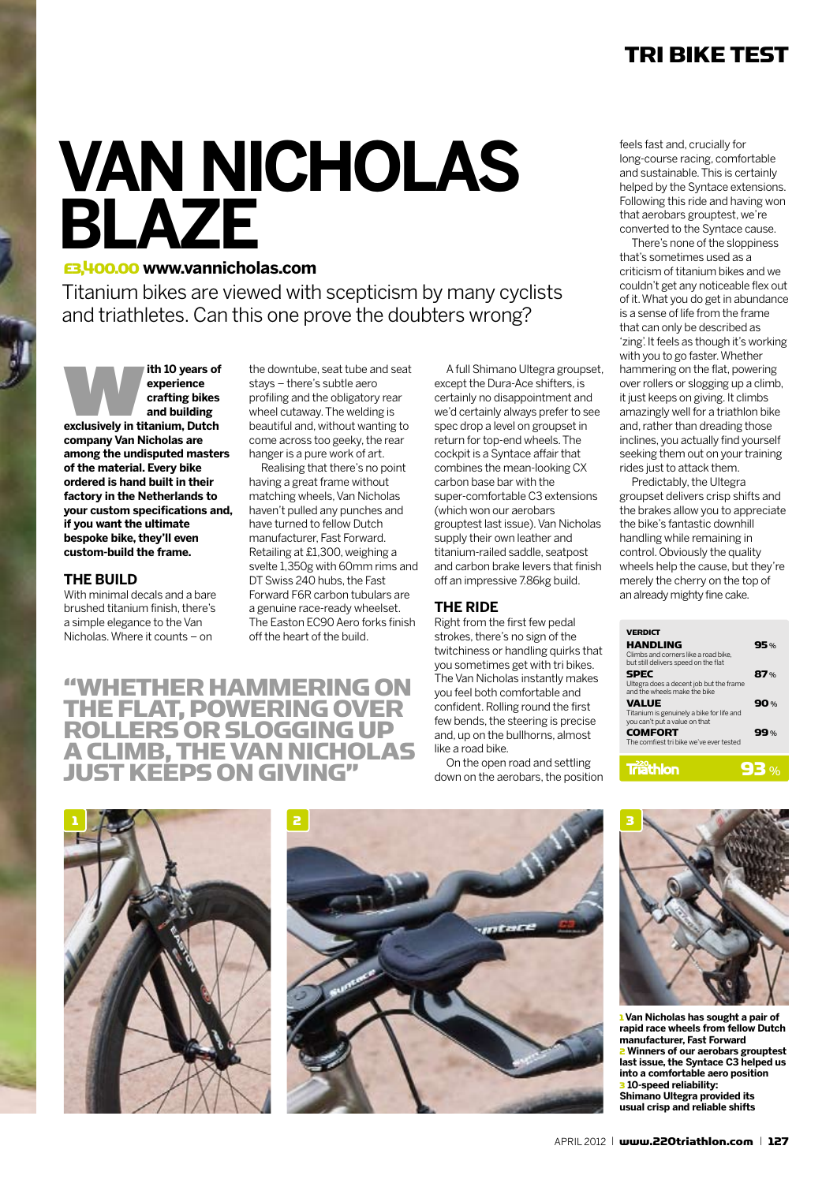# VAN NICHOLAS BLAZE

**£3,400.00 www.vannicholas.com**

Titanium bikes are viewed with scepticism by many cyclists and triathletes. Can this one prove the doubters wrong?

**With 10 years of experience crafting bikes and building exclusively in titanium, Dutch company Van Nicholas are among the undisputed masters of the material. Every bike ordered is hand built in their factory in the Netherlands to your custom specifications and, if you want the ultimate bespoke bike, they'll even custom-build the frame.**

## THE BUILD

With minimal decals and a bare brushed titanium finish, there's a simple elegance to the Van Nicholas. Where it counts – on the downtube, seat tube and seat stays – there's subtle aero profiling and the obligatory rear wheel cutaway. The welding is beautiful and, without wanting to come across too geeky, the rear hanger is a pure work of art.

Realising that there's no point having a great frame without matching wheels, Van Nicholas haven't pulled any punches and have turned to fellow Dutch manufacturer, Fast Forward. Retailing at £1,300, weighing a svelte 1,350g with 60mm rims and DT Swiss 240 hubs, the Fast Forward F6R carbon tubulars are a genuine race-ready wheelset. The Easton EC90 Aero forks finish off the heart of the build.

A full Shimano Ultegra groupset, except the Dura-Ace shifters, is certainly no disappointment and we'd certainly always prefer to see spec drop a level on groupset in return for top-end wheels. The cockpit is a Syntace affair that combines the mean-looking CX carbon base bar with the super-comfortable C3 extensions (which won our aerobars grouptest last issue). Van Nicholas supply their own leather and titanium-railed saddle, seatpost and carbon brake levers that finish off an impressive 7.86kg build.

**"WHETHER HAMMERING ON THE FLAT, POWERING OVER ROLLERS OR SLOGGING UP A CLIMB, THE VAN NICHOLAS JUST KEEPS ON GIVING"**

## THE RIDE

Right from the first few pedal strokes, there's no sign of the twitchiness or handling quirks that you sometimes get with tri bikes. The Van Nicholas instantly makes you feel both comfortable and confident. Rolling round the first few bends, the steering is precise and, up on the bullhorns, almost like a road bike.

On the open road and settling down on the aerobars, the position feels fast and, crucially for long-course racing, comfortable and sustainable. This is certainly helped by the Syntace extensions. Following this ride and having won that aerobars grouptest, we're converted to the Syntace cause.

There's none of the sloppiness that's sometimes used as a criticism of titanium bikes and we couldn't get any noticeable flex out of it. What you do get in abundance is a sense of life from the frame that can only be described as 'zing'. It feels as though it's working with you to go faster. Whether hammering on the flat, powering over rollers or slogging up a climb, it just keeps on giving. It climbs amazingly well for a triathlon bike and, rather than dreading those inclines, you actually find yourself seeking them out on your training rides just to attack them.

Predictably, the Ultegra groupset delivers crisp shifts and the brakes allow you to appreciate the bike's fantastic downhill handling while remaining in control. Obviously the quality wheels help the cause, but they're merely the cherry on the top of an already mighty fine cake.

**VERDICT**

| | |
|---|---|
| **HANDLING** Climbs and corners like a road bike, but still delivers speed on the flat | 95% |
| **SPEC** Ultegra does a decent job but the frame and the wheels make the bike | 87% |
| **VALUE** Titanium is genuinely a bike for life and you can't put a value on that | 90% |
| **COMFORT** The comfiest tri bike we've ever tested | 99% |
| **220 Triathlon** | **93%** |

**1** **Van Nicholas has sought a pair of rapid race wheels from fellow Dutch manufacturer, Fast Forward**
**2** **Winners of our aerobars grouptest last issue, the Syntace C3 helped us into a comfortable aero position**
**3** **10-speed reliability: Shimano Ultegra provided its usual crisp and reliable shifts**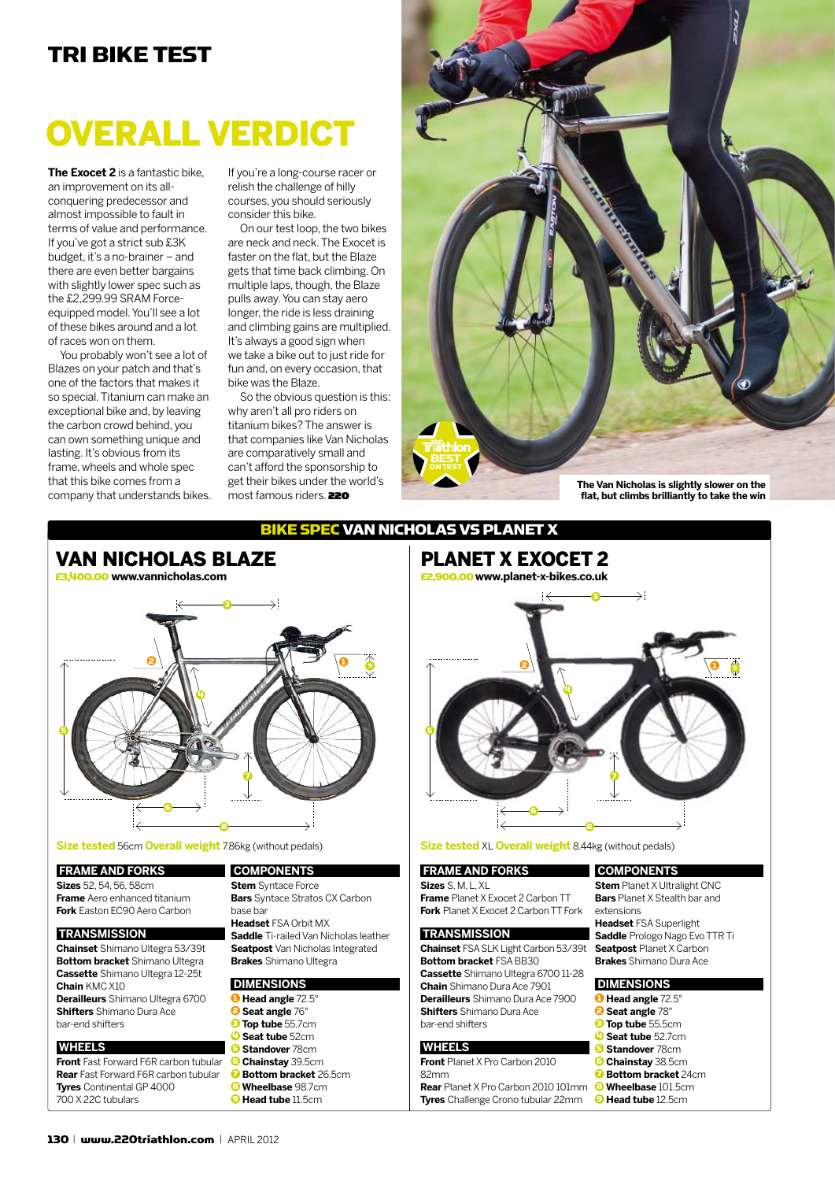## TRI BIKE TEST

# OVERALL VERDICT

**The Exocet 2** is a fantastic bike, an improvement on its all-conquering predecessor and almost impossible to fault in terms of value and performance. If you've got a strict sub £3K budget, it's a no-brainer – and there are even better bargains with slightly lower spec such as the £2,299.99 SRAM Force-equipped model. You'll see a lot of these bikes around and a lot of races won on them.

You probably won't see a lot of Blazes on your patch and that's one of the factors that makes it so special. Titanium can make an exceptional bike and, by leaving the carbon crowd behind, you can own something unique and lasting. It's obvious from its frame, wheels and whole spec that this bike comes from a company that understands bikes. If you're a long-course racer or relish the challenge of hilly courses, you should seriously consider this bike.

On our test loop, the two bikes are neck and neck. The Exocet is faster on the flat, but the Blaze gets that time back climbing. On multiple laps, though, the Blaze pulls away. You can stay aero longer, the ride is less draining and climbing gains are multiplied. It's always a good sign when we take a bike out to just ride for fun and, on every occasion, that bike was the Blaze.

So the obvious question is this: why aren't all pro riders on titanium bikes? The answer is that companies like Van Nicholas are comparatively small and can't afford the sponsorship to get their bikes under the world's most famous riders. **220**

Triathlon BEST ON TEST

The Van Nicholas is slightly slower on the flat, but climbs brilliantly to take the win

## BIKE SPEC VAN NICHOLAS VS PLANET X

## VAN NICHOLAS BLAZE

£3,400.00 www.vannicholas.com

**Size tested** 56cm **Overall weight** 7.86kg (without pedals)

### FRAME AND FORKS
**Sizes** S, 54, 56, 58cm
**Frame** Aero enhanced titanium
**Fork** Easton EC90 Aero Carbon

### TRANSMISSION
**Chainset** Shimano Ultegra 53/39t
**Bottom bracket** Shimano Ultegra
**Cassette** Shimano Ultegra 12-25t
**Chain** KMC X10
**Derailleurs** Shimano Ultegra 6700
**Shifters** Shimano Dura Ace bar-end shifters

### WHEELS
**Front** Fast Forward F6R carbon tubular
**Rear** Fast Forward F6R carbon tubular
**Tyres** Continental GP 4000 700 X 22C tubulars

### COMPONENTS
**Stem** Syntace Force
**Bars** Syntace Stratos CX Carbon base bar
**Headset** FSA Orbit MX
**Saddle** Ti-railed Van Nicholas leather
**Seatpost** Van Nicholas Integrated
**Brakes** Shimano Ultegra

### DIMENSIONS
1. **Head angle** 72.5°
2. **Seat angle** 76°
3. **Top tube** 55.7cm
4. **Seat tube** 52cm
5. **Standover** 78cm
6. **Chainstay** 39.5cm
7. **Bottom bracket** 26.5cm
8. **Wheelbase** 98.7cm
9. **Head tube** 11.5cm

## PLANET X EXOCET 2

£2,900.00 www.planet-x-bikes.co.uk

**Size tested** XL **Overall weight** 8.44kg (without pedals)

### FRAME AND FORKS
**Sizes** S, M, L, XL
**Frame** Planet X Exocet 2 Carbon TT
**Fork** Planet X Exocet 2 Carbon TT Fork

### TRANSMISSION
**Chainset** FSA SLK Light Carbon 53/39t
**Bottom bracket** FSA BB30
**Cassette** Shimano Ultegra 6700 11-28
**Chain** Shimano Dura Ace 7901
**Derailleurs** Shimano Dura Ace 7900
**Shifters** Shimano Dura Ace bar-end shifters

### WHEELS
**Front** Planet X Pro Carbon 2010 82mm
**Rear** Planet X Pro Carbon 2010 101mm
**Tyres** Challenge Crono tubular 22mm

### COMPONENTS
**Stem** Planet X Ultralight CNC
**Bars** Planet X Stealth bar and extensions
**Headset** FSA Superlight
**Saddle** Prologo Nago Evo TTR Ti
**Seatpost** Planet X Carbon
**Brakes** Shimano Dura Ace

### DIMENSIONS
1. **Head angle** 72.5°
2. **Seat angle** 78°
3. **Top tube** 55.5cm
4. **Seat tube** 52.7cm
5. **Standover** 78cm
6. **Chainstay** 38.5cm
7. **Bottom bracket** 24cm
8. **Wheelbase** 101.5cm
9. **Head tube** 12.5cm